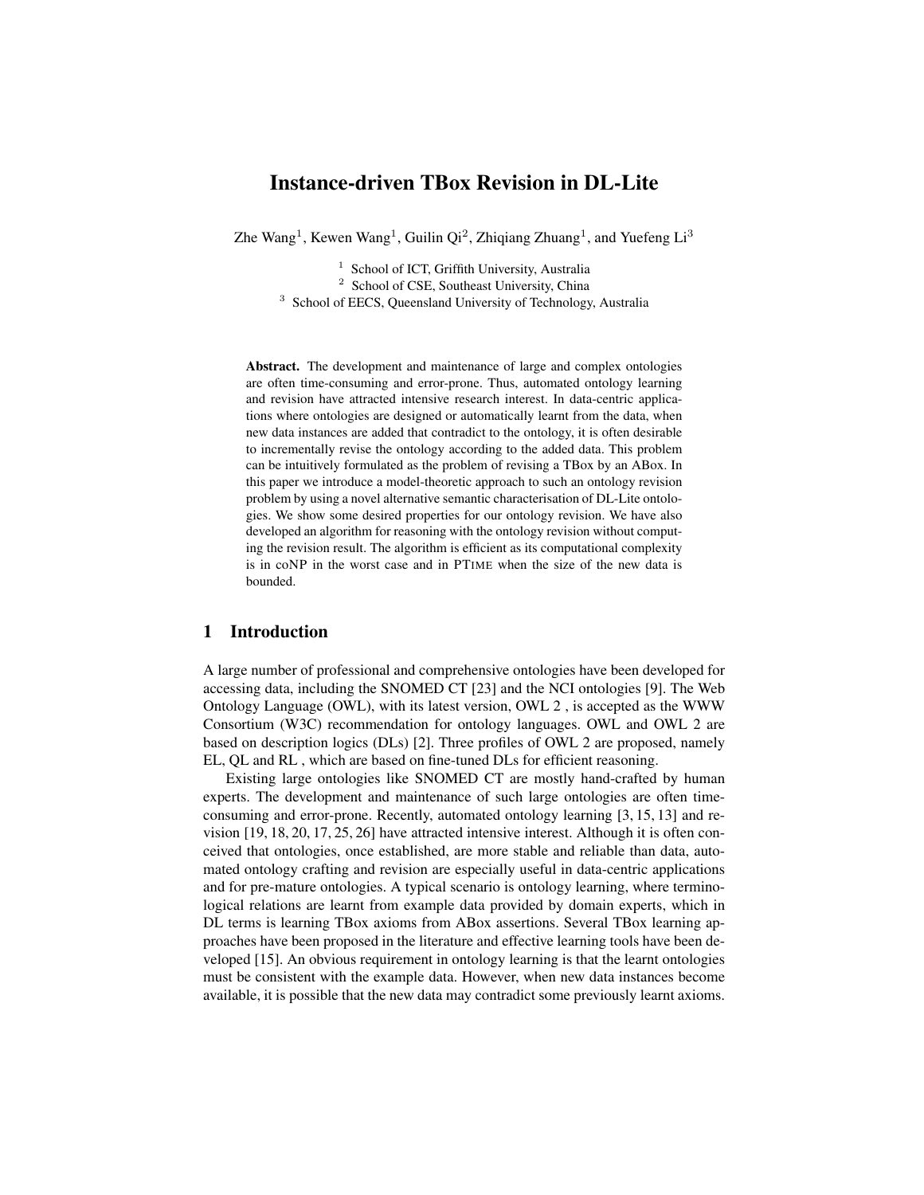# Instance-driven TBox Revision in DL-Lite

Zhe Wang[1], Kewen Wang[1], Guilin Qi[2], Zhiqiang Zhuang[1], and Yuefeng Li[3]

[1] School of ICT, Griffith University, Australia
[2] School of CSE, Southeast University, China
[3] School of EECS, Queensland University of Technology, Australia

**Abstract.** The development and maintenance of large and complex ontologies are often time-consuming and error-prone. Thus, automated ontology learning and revision have attracted intensive research interest. In data-centric applications where ontologies are designed or automatically learnt from the data, when new data instances are added that contradict to the ontology, it is often desirable to incrementally revise the ontology according to the added data. This problem can be intuitively formulated as the problem of revising a TBox by an ABox. In this paper we introduce a model-theoretic approach to such an ontology revision problem by using a novel alternative semantic characterisation of DL-Lite ontologies. We show some desired properties for our ontology revision. We have also developed an algorithm for reasoning with the ontology revision without computing the revision result. The algorithm is efficient as its computational complexity is in coNP in the worst case and in PTIME when the size of the new data is bounded.

## 1 Introduction

A large number of professional and comprehensive ontologies have been developed for accessing data, including the SNOMED CT [23] and the NCI ontologies [9]. The Web Ontology Language (OWL), with its latest version, OWL 2 , is accepted as the WWW Consortium (W3C) recommendation for ontology languages. OWL and OWL 2 are based on description logics (DLs) [2]. Three profiles of OWL 2 are proposed, namely EL, QL and RL , which are based on fine-tuned DLs for efficient reasoning.

Existing large ontologies like SNOMED CT are mostly hand-crafted by human experts. The development and maintenance of such large ontologies are often time-consuming and error-prone. Recently, automated ontology learning [3, 15, 13] and revision [19, 18, 20, 17, 25, 26] have attracted intensive research interest. Although it is often conceived that ontologies, once established, are more stable and reliable than data, automated ontology crafting and revision are especially useful in data-centric applications and for pre-mature ontologies. A typical scenario is ontology learning, where terminological relations are learnt from example data provided by domain experts, which in DL terms is learning TBox axioms from ABox assertions. Several TBox learning approaches have been proposed in the literature and effective learning tools have been developed [15]. An obvious requirement in ontology learning is that the learnt ontologies must be consistent with the example data. However, when new data instances become available, it is possible that the new data may contradict some previously learnt axioms.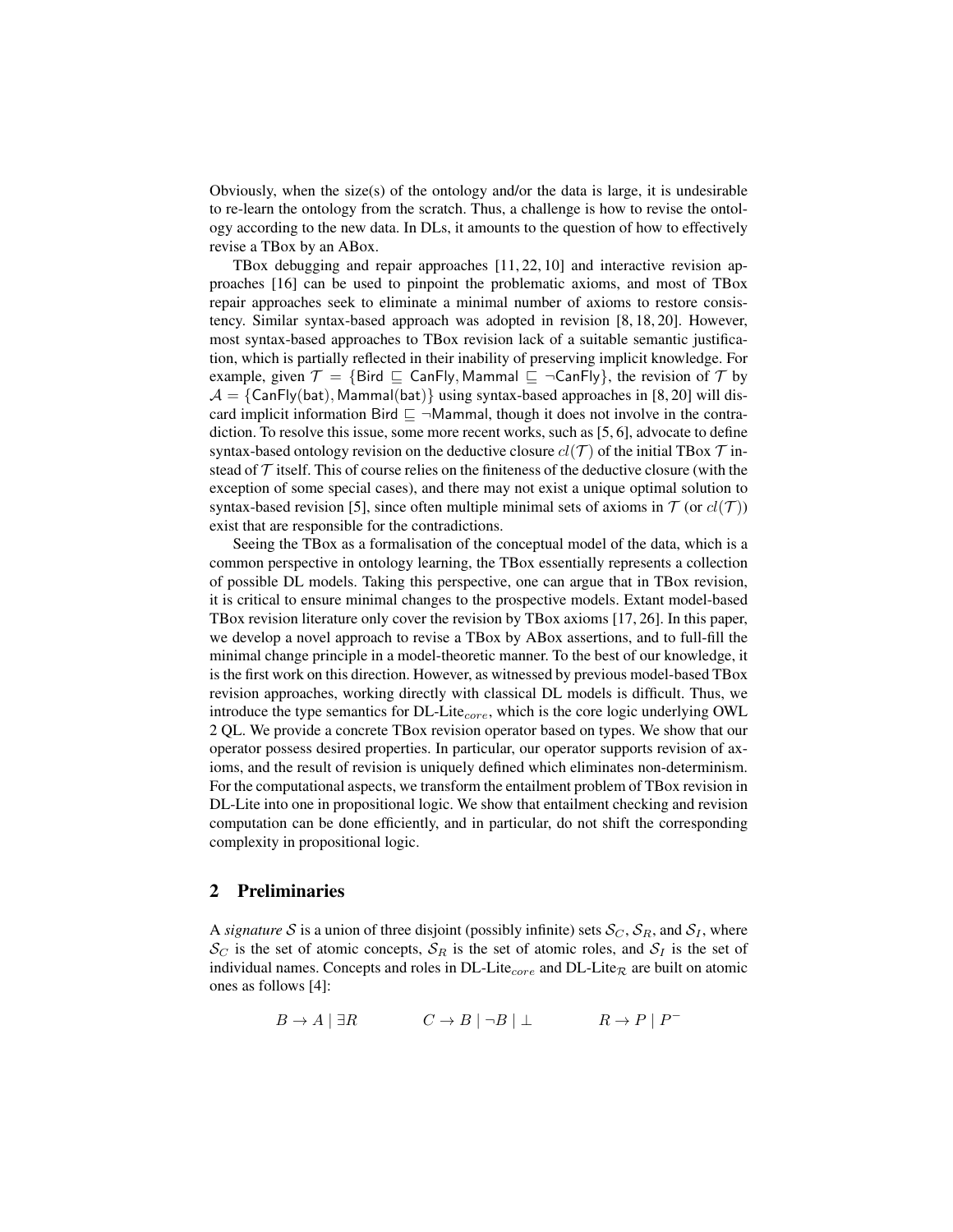Obviously, when the size(s) of the ontology and/or the data is large, it is undesirable to re-learn the ontology from the scratch. Thus, a challenge is how to revise the ontology according to the new data. In DLs, it amounts to the question of how to effectively revise a TBox by an ABox.

TBox debugging and repair approaches [11, 22, 10] and interactive revision approaches [16] can be used to pinpoint the problematic axioms, and most of TBox repair approaches seek to eliminate a minimal number of axioms to restore consistency. Similar syntax-based approach was adopted in revision [8, 18, 20]. However, most syntax-based approaches to TBox revision lack of a suitable semantic justification, which is partially reflected in their inability of preserving implicit knowledge. For example, given $\mathcal{T} = \{\mathsf{Bird} \sqsubseteq \mathsf{CanFly}, \mathsf{Mammal} \sqsubseteq \neg\mathsf{CanFly}\}$, the revision of $\mathcal{T}$ by $\mathcal{A} = \{\mathsf{CanFly}(\mathsf{bat}), \mathsf{Mammal}(\mathsf{bat})\}$ using syntax-based approaches in [8, 20] will discard implicit information $\mathsf{Bird} \sqsubseteq \neg\mathsf{Mammal}$, though it does not involve in the contradiction. To resolve this issue, some more recent works, such as [5, 6], advocate to define syntax-based ontology revision on the deductive closure $cl(\mathcal{T})$ of the initial TBox $\mathcal{T}$ instead of $\mathcal{T}$ itself. This of course relies on the finiteness of the deductive closure (with the exception of some special cases), and there may not exist a unique optimal solution to syntax-based revision [5], since often multiple minimal sets of axioms in $\mathcal{T}$ (or $cl(\mathcal{T})$) exist that are responsible for the contradictions.

Seeing the TBox as a formalisation of the conceptual model of the data, which is a common perspective in ontology learning, the TBox essentially represents a collection of possible DL models. Taking this perspective, one can argue that in TBox revision, it is critical to ensure minimal changes to the prospective models. Extant model-based TBox revision literature only cover the revision by TBox axioms [17, 26]. In this paper, we develop a novel approach to revise a TBox by ABox assertions, and to full-fill the minimal change principle in a model-theoretic manner. To the best of our knowledge, it is the first work on this direction. However, as witnessed by previous model-based TBox revision approaches, working directly with classical DL models is difficult. Thus, we introduce the type semantics for DL-Lite$_{core}$, which is the core logic underlying OWL 2 QL. We provide a concrete TBox revision operator based on types. We show that our operator possess desired properties. In particular, our operator supports revision of axioms, and the result of revision is uniquely defined which eliminates non-determinism. For the computational aspects, we transform the entailment problem of TBox revision in DL-Lite into one in propositional logic. We show that entailment checking and revision computation can be done efficiently, and in particular, do not shift the corresponding complexity in propositional logic.

## 2 Preliminaries

A *signature* $\mathcal{S}$ is a union of three disjoint (possibly infinite) sets $\mathcal{S}_C$, $\mathcal{S}_R$, and $\mathcal{S}_I$, where $\mathcal{S}_C$ is the set of atomic concepts, $\mathcal{S}_R$ is the set of atomic roles, and $\mathcal{S}_I$ is the set of individual names. Concepts and roles in DL-Lite$_{core}$ and DL-Lite$_{\mathcal{R}}$ are built on atomic ones as follows [4]:

$$B \rightarrow A \mid \exists R \qquad\qquad C \rightarrow B \mid \neg B \mid \bot \qquad\qquad R \rightarrow P \mid P^{-}$$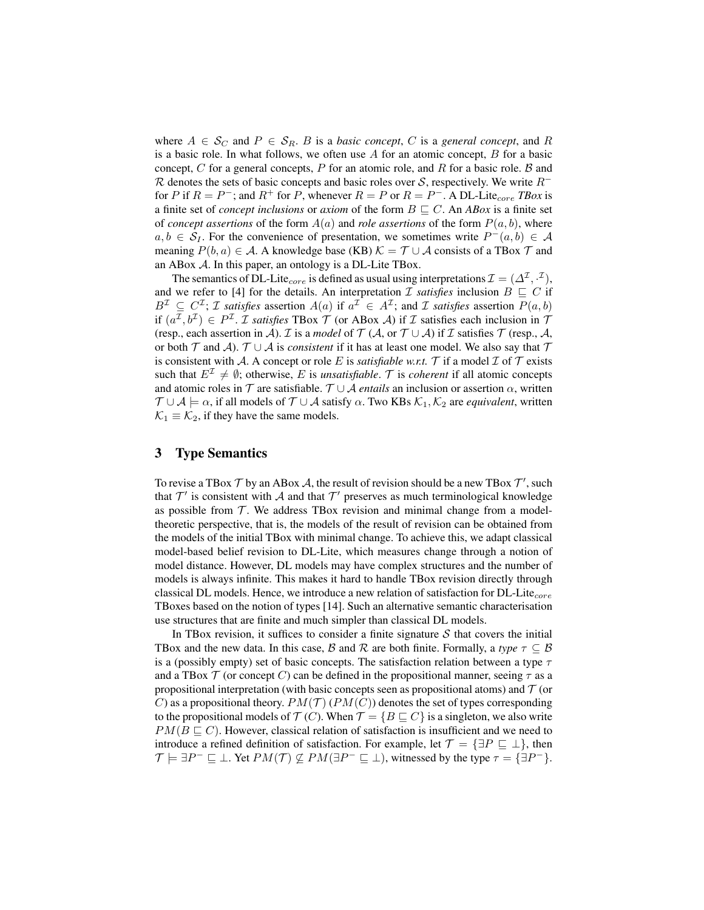where $A \in \mathcal{S}_C$ and $P \in \mathcal{S}_R$. $B$ is a *basic concept*, $C$ is a *general concept*, and $R$ is a basic role. In what follows, we often use $A$ for an atomic concept, $B$ for a basic concept, $C$ for a general concepts, $P$ for an atomic role, and $R$ for a basic role. $\mathcal{B}$ and $\mathcal{R}$ denotes the sets of basic concepts and basic roles over $\mathcal{S}$, respectively. We write $R^-$ for $P$ if $R = P^-$; and $R^+$ for $P$, whenever $R = P$ or $R = P^-$. A DL-Lite$_{core}$ *TBox* is a finite set of *concept inclusions* or *axiom* of the form $B \sqsubseteq C$. An *ABox* $\mathcal{A}$ is a finite set of *concept assertions* of the form $A(a)$ and *role assertions* of the form $P(a, b)$, where $a, b \in \mathcal{S}_I$. For the convenience of presentation, we sometimes write $P^-(a, b) \in \mathcal{A}$ meaning $P(b, a) \in \mathcal{A}$. A knowledge base (KB) $\mathcal{K} = \mathcal{T} \cup \mathcal{A}$ consists of a TBox $\mathcal{T}$ and an ABox $\mathcal{A}$. In this paper, an ontology is a DL-Lite TBox.

The semantics of DL-Lite$_{core}$ is defined as usual using interpretations $\mathcal{I} = (\Delta^{\mathcal{I}}, \cdot^{\mathcal{I}})$, and we refer to [4] for the details. An interpretation $\mathcal{I}$ *satisfies* inclusion $B \sqsubseteq C$ if $B^{\mathcal{I}} \subseteq C^{\mathcal{I}}$; $\mathcal{I}$ *satisfies* assertion $A(a)$ if $a^{\mathcal{I}} \in A^{\mathcal{I}}$; and $\mathcal{I}$ *satisfies* assertion $P(a, b)$ if $(a^{\mathcal{I}}, b^{\mathcal{I}}) \in P^{\mathcal{I}}$. $\mathcal{I}$ *satisfies* TBox $\mathcal{T}$ (or ABox $\mathcal{A}$) if $\mathcal{I}$ satisfies each inclusion in $\mathcal{T}$ (resp., each assertion in $\mathcal{A}$). $\mathcal{I}$ is a *model* of $\mathcal{T}$ ($\mathcal{A}$, or $\mathcal{T} \cup \mathcal{A}$) if $\mathcal{I}$ satisfies $\mathcal{T}$ (resp., $\mathcal{A}$, or both $\mathcal{T}$ and $\mathcal{A}$). $\mathcal{T} \cup \mathcal{A}$ is *consistent* if it has at least one model. We also say that $\mathcal{T}$ is consistent with $\mathcal{A}$. A concept or role $E$ is *satisfiable w.r.t.* $\mathcal{T}$ if a model $\mathcal{I}$ of $\mathcal{T}$ exists such that $E^{\mathcal{I}} \neq \emptyset$; otherwise, $E$ is *unsatisfiable*. $\mathcal{T}$ is *coherent* if all atomic concepts and atomic roles in $\mathcal{T}$ are satisfiable. $\mathcal{T} \cup \mathcal{A}$ *entails* an inclusion or assertion $\alpha$, written $\mathcal{T} \cup \mathcal{A} \models \alpha$, if all models of $\mathcal{T} \cup \mathcal{A}$ satisfy $\alpha$. Two KBs $\mathcal{K}_1, \mathcal{K}_2$ are *equivalent*, written $\mathcal{K}_1 \equiv \mathcal{K}_2$, if they have the same models.

## 3 Type Semantics

To revise a TBox $\mathcal{T}$ by an ABox $\mathcal{A}$, the result of revision should be a new TBox $\mathcal{T}'$, such that $\mathcal{T}'$ is consistent with $\mathcal{A}$ and that $\mathcal{T}'$ preserves as much terminological knowledge as possible from $\mathcal{T}$. We address TBox revision and minimal change from a model-theoretic perspective, that is, the models of the result of revision can be obtained from the models of the initial TBox with minimal change. To achieve this, we adapt classical model-based belief revision to DL-Lite, which measures change through a notion of model distance. However, DL models may have complex structures and the number of models is always infinite. This makes it hard to handle TBox revision directly through classical DL models. Hence, we introduce a new relation of satisfaction for DL-Lite$_{core}$ TBoxes based on the notion of types [14]. Such an alternative semantic characterisation use structures that are finite and much simpler than classical DL models.

In TBox revision, it suffices to consider a finite signature $\mathcal{S}$ that covers the initial TBox and the new data. In this case, $\mathcal{B}$ and $\mathcal{R}$ are both finite. Formally, a *type* $\tau \subseteq \mathcal{B}$ is a (possibly empty) set of basic concepts. The satisfaction relation between a type $\tau$ and a TBox $\mathcal{T}$ (or concept $C$) can be defined in the propositional manner, seeing $\tau$ as a propositional interpretation (with basic concepts seen as propositional atoms) and $\mathcal{T}$ (or $C$) as a propositional theory. $PM(\mathcal{T})$ ($PM(C)$) denotes the set of types corresponding to the propositional models of $\mathcal{T}$ ($C$). When $\mathcal{T} = \{B \sqsubseteq C\}$ is a singleton, we also write $PM(B \sqsubseteq C)$. However, classical relation of satisfaction is insufficient and we need to introduce a refined definition of satisfaction. For example, let $\mathcal{T} = \{\exists P \sqsubseteq \bot\}$, then $\mathcal{T} \models \exists P^- \sqsubseteq \bot$. Yet $PM(\mathcal{T}) \not\subseteq PM(\exists P^- \sqsubseteq \bot)$, witnessed by the type $\tau = \{\exists P^-\}$.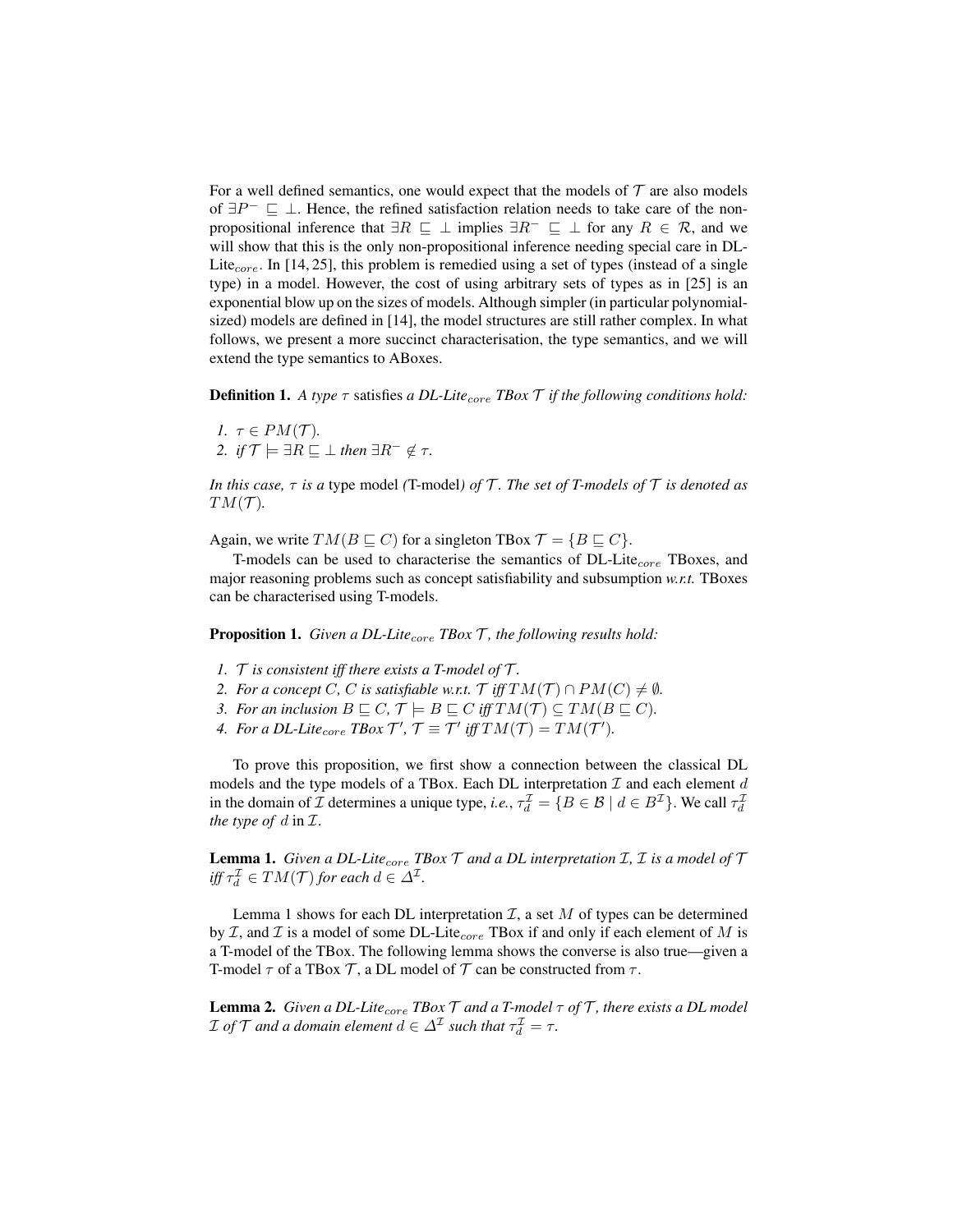For a well defined semantics, one would expect that the models of $\mathcal{T}$ are also models of $\exists P^- \sqsubseteq \bot$. Hence, the refined satisfaction relation needs to take care of the non-propositional inference that $\exists R \sqsubseteq \bot$ implies $\exists R^- \sqsubseteq \bot$ for any $R \in \mathcal{R}$, and we will show that this is the only non-propositional inference needing special care in DL-Lite$_{core}$. In [14, 25], this problem is remedied using a set of types (instead of a single type) in a model. However, the cost of using arbitrary sets of types as in [25] is an exponential blow up on the sizes of models. Although simpler (in particular polynomial-sized) models are defined in [14], the model structures are still rather complex. In what follows, we present a more succinct characterisation, the type semantics, and we will extend the type semantics to ABoxes.

**Definition 1.** *A type $\tau$* satisfies *a DL-Lite$_{core}$ TBox $\mathcal{T}$ if the following conditions hold:*

1. *$\tau \in PM(\mathcal{T})$.*
2. *if $\mathcal{T} \models \exists R \sqsubseteq \bot$ then $\exists R^- \notin \tau$.*

*In this case, $\tau$ is a* type model *(*T-model*) of $\mathcal{T}$. The set of T-models of $\mathcal{T}$ is denoted as $TM(\mathcal{T})$.*

Again, we write $TM(B \sqsubseteq C)$ for a singleton TBox $\mathcal{T} = \{B \sqsubseteq C\}$.

T-models can be used to characterise the semantics of DL-Lite$_{core}$ TBoxes, and major reasoning problems such as concept satisfiability and subsumption *w.r.t.* TBoxes can be characterised using T-models.

**Proposition 1.** *Given a DL-Lite$_{core}$ TBox $\mathcal{T}$, the following results hold:*

1. *$\mathcal{T}$ is consistent iff there exists a T-model of $\mathcal{T}$.*
2. *For a concept $C$, $C$ is satisfiable w.r.t. $\mathcal{T}$ iff $TM(\mathcal{T}) \cap PM(C) \neq \emptyset$.*
3. *For an inclusion $B \sqsubseteq C$, $\mathcal{T} \models B \sqsubseteq C$ iff $TM(\mathcal{T}) \subseteq TM(B \sqsubseteq C)$.*
4. *For a DL-Lite$_{core}$ TBox $\mathcal{T}'$, $\mathcal{T} \equiv \mathcal{T}'$ iff $TM(\mathcal{T}) = TM(\mathcal{T}')$.*

To prove this proposition, we first show a connection between the classical DL models and the type models of a TBox. Each DL interpretation $\mathcal{I}$ and each element $d$ in the domain of $\mathcal{I}$ determines a unique type, *i.e.*, $\tau_d^{\mathcal{I}} = \{B \in \mathcal{B} \mid d \in B^{\mathcal{I}}\}$. We call $\tau_d^{\mathcal{I}}$ *the type of* $d$ in $\mathcal{I}$.

**Lemma 1.** *Given a DL-Lite$_{core}$ TBox $\mathcal{T}$ and a DL interpretation $\mathcal{I}$, $\mathcal{I}$ is a model of $\mathcal{T}$ iff $\tau_d^{\mathcal{I}} \in TM(\mathcal{T})$ for each $d \in \Delta^{\mathcal{I}}$.*

Lemma 1 shows for each DL interpretation $\mathcal{I}$, a set $M$ of types can be determined by $\mathcal{I}$, and $\mathcal{I}$ is a model of some DL-Lite$_{core}$ TBox if and only if each element of $M$ is a T-model of the TBox. The following lemma shows the converse is also true—given a T-model $\tau$ of a TBox $\mathcal{T}$, a DL model of $\mathcal{T}$ can be constructed from $\tau$.

**Lemma 2.** *Given a DL-Lite$_{core}$ TBox $\mathcal{T}$ and a T-model $\tau$ of $\mathcal{T}$, there exists a DL model $\mathcal{I}$ of $\mathcal{T}$ and a domain element $d \in \Delta^{\mathcal{I}}$ such that $\tau_d^{\mathcal{I}} = \tau$.*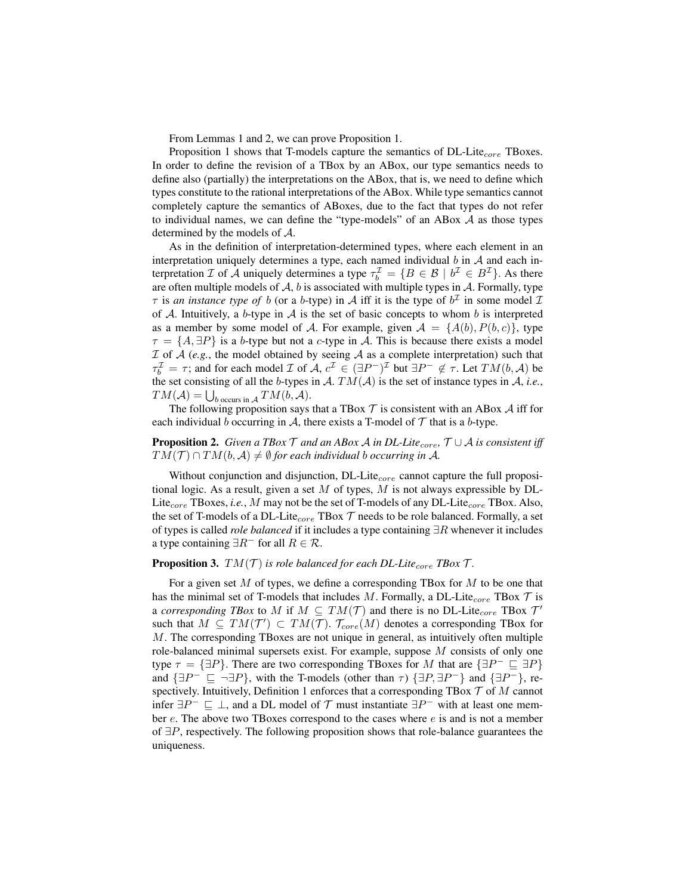From Lemmas 1 and 2, we can prove Proposition 1.

Proposition 1 shows that T-models capture the semantics of DL-Lite$_{core}$ TBoxes. In order to define the revision of a TBox by an ABox, our type semantics needs to define also (partially) the interpretations on the ABox, that is, we need to define which types constitute to the rational interpretations of the ABox. While type semantics cannot completely capture the semantics of ABoxes, due to the fact that types do not refer to individual names, we can define the "type-models" of an ABox $\mathcal{A}$ as those types determined by the models of $\mathcal{A}$.

As in the definition of interpretation-determined types, where each element in an interpretation uniquely determines a type, each named individual $b$ in $\mathcal{A}$ and each interpretation $\mathcal{I}$ of $\mathcal{A}$ uniquely determines a type $\tau_b^{\mathcal{I}} = \{B \in \mathcal{B} \mid b^{\mathcal{I}} \in B^{\mathcal{I}}\}$. As there are often multiple models of $\mathcal{A}$, $b$ is associated with multiple types in $\mathcal{A}$. Formally, type $\tau$ is *an instance type of* $b$ (or a $b$-type) in $\mathcal{A}$ iff it is the type of $b^{\mathcal{I}}$ in some model $\mathcal{I}$ of $\mathcal{A}$. Intuitively, a $b$-type in $\mathcal{A}$ is the set of basic concepts to whom $b$ is interpreted as a member by some model of $\mathcal{A}$. For example, given $\mathcal{A} = \{A(b), P(b,c)\}$, type $\tau = \{A, \exists P\}$ is a $b$-type but not a $c$-type in $\mathcal{A}$. This is because there exists a model $\mathcal{I}$ of $\mathcal{A}$ (*e.g.*, the model obtained by seeing $\mathcal{A}$ as a complete interpretation) such that $\tau_b^{\mathcal{I}} = \tau$; and for each model $\mathcal{I}$ of $\mathcal{A}$, $c^{\mathcal{I}} \in (\exists P^-)^{\mathcal{I}}$ but $\exists P^- \notin \tau$. Let $TM(b, \mathcal{A})$ be the set consisting of all the $b$-types in $\mathcal{A}$. $TM(\mathcal{A})$ is the set of instance types in $\mathcal{A}$, *i.e.*, $TM(\mathcal{A}) = \bigcup_{b \text{ occurs in } \mathcal{A}} TM(b, \mathcal{A})$.

The following proposition says that a TBox $\mathcal{T}$ is consistent with an ABox $\mathcal{A}$ iff for each individual $b$ occurring in $\mathcal{A}$, there exists a T-model of $\mathcal{T}$ that is a $b$-type.

**Proposition 2.** *Given a TBox $\mathcal{T}$ and an ABox $\mathcal{A}$ in DL-Lite$_{core}$, $\mathcal{T} \cup \mathcal{A}$ is consistent iff $TM(\mathcal{T}) \cap TM(b, \mathcal{A}) \neq \emptyset$ for each individual $b$ occurring in $\mathcal{A}$.*

Without conjunction and disjunction, DL-Lite$_{core}$ cannot capture the full propositional logic. As a result, given a set $M$ of types, $M$ is not always expressible by DL-Lite$_{core}$ TBoxes, *i.e.*, $M$ may not be the set of T-models of any DL-Lite$_{core}$ TBox. Also, the set of T-models of a DL-Lite$_{core}$ TBox $\mathcal{T}$ needs to be role balanced. Formally, a set of types is called *role balanced* if it includes a type containing $\exists R$ whenever it includes a type containing $\exists R^-$ for all $R \in \mathcal{R}$.

**Proposition 3.** *$TM(\mathcal{T})$ is role balanced for each DL-Lite$_{core}$ TBox $\mathcal{T}$.*

For a given set $M$ of types, we define a corresponding TBox for $M$ to be one that has the minimal set of T-models that includes $M$. Formally, a DL-Lite$_{core}$ TBox $\mathcal{T}$ is a *corresponding TBox* to $M$ if $M \subseteq TM(\mathcal{T})$ and there is no DL-Lite$_{core}$ TBox $\mathcal{T}'$ such that $M \subseteq TM(\mathcal{T}') \subset TM(\mathcal{T})$. $\mathcal{T}_{core}(M)$ denotes a corresponding TBox for $M$. The corresponding TBoxes are not unique in general, as intuitively often multiple role-balanced minimal supersets exist. For example, suppose $M$ consists of only one type $\tau = \{\exists P\}$. There are two corresponding TBoxes for $M$ that are $\{\exists P^- \sqsubseteq \exists P\}$ and $\{\exists P^- \sqsubseteq \neg \exists P\}$, with the T-models (other than $\tau$) $\{\exists P, \exists P^-\}$ and $\{\exists P^-\}$, respectively. Intuitively, Definition 1 enforces that a corresponding TBox $\mathcal{T}$ of $M$ cannot infer $\exists P^- \sqsubseteq \bot$, and a DL model of $\mathcal{T}$ must instantiate $\exists P^-$ with at least one member $e$. The above two TBoxes correspond to the cases where $e$ is and is not a member of $\exists P$, respectively. The following proposition shows that role-balance guarantees the uniqueness.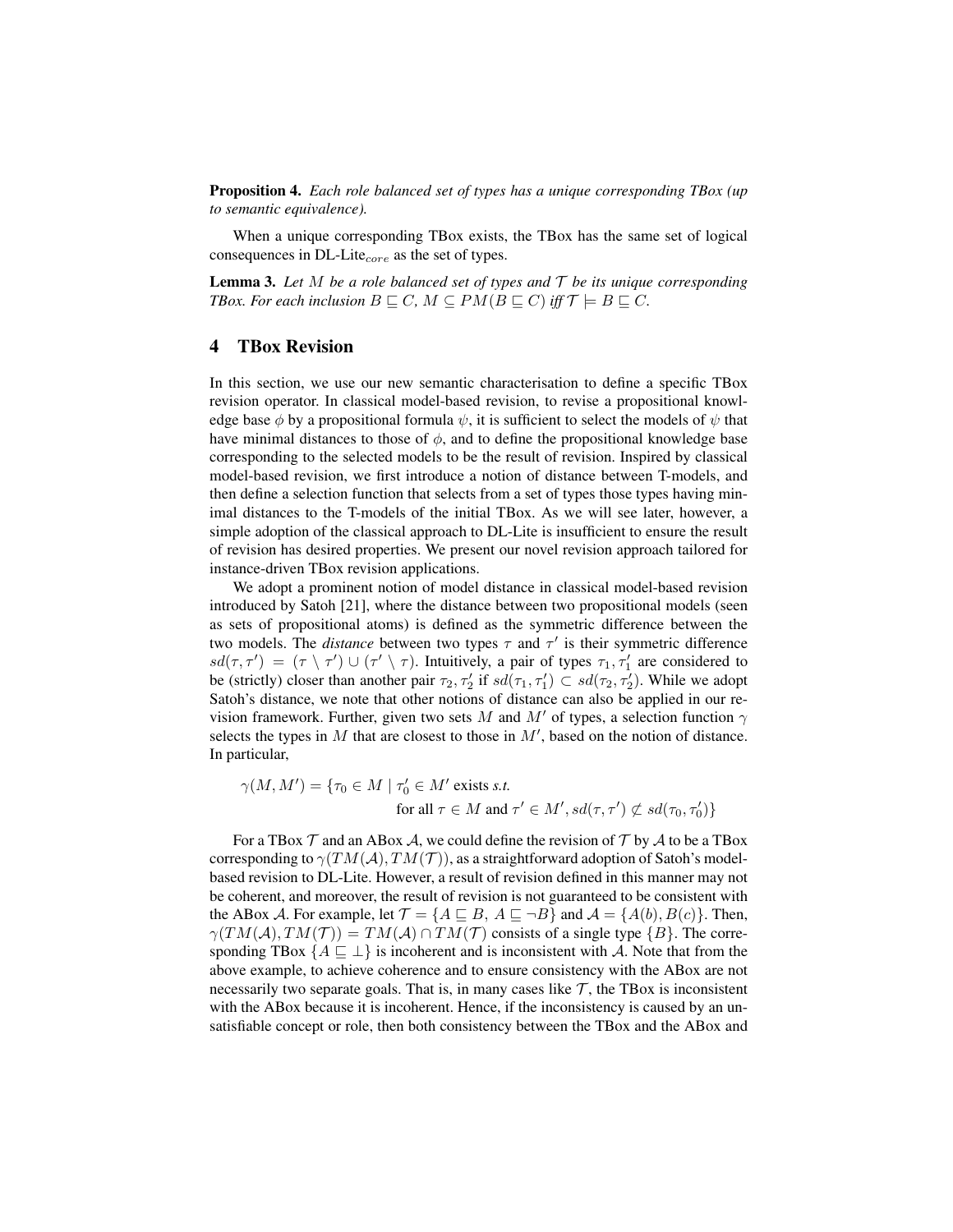**Proposition 4.** *Each role balanced set of types has a unique corresponding TBox (up to semantic equivalence).*

When a unique corresponding TBox exists, the TBox has the same set of logical consequences in DL-Lite$_{core}$ as the set of types.

**Lemma 3.** *Let $M$ be a role balanced set of types and $\mathcal{T}$ be its unique corresponding TBox. For each inclusion $B \sqsubseteq C$, $M \subseteq PM(B \sqsubseteq C)$ iff $\mathcal{T} \models B \sqsubseteq C$.*

## 4 TBox Revision

In this section, we use our new semantic characterisation to define a specific TBox revision operator. In classical model-based revision, to revise a propositional knowledge base $\phi$ by a propositional formula $\psi$, it is sufficient to select the models of $\psi$ that have minimal distances to those of $\phi$, and to define the propositional knowledge base corresponding to the selected models to be the result of revision. Inspired by classical model-based revision, we first introduce a notion of distance between T-models, and then define a selection function that selects from a set of types those types having minimal distances to the T-models of the initial TBox. As we will see later, however, a simple adoption of the classical approach to DL-Lite is insufficient to ensure the result of revision has desired properties. We present our novel revision approach tailored for instance-driven TBox revision applications.

We adopt a prominent notion of model distance in classical model-based revision introduced by Satoh [21], where the distance between two propositional models (seen as sets of propositional atoms) is defined as the symmetric difference between the two models. The *distance* between two types $\tau$ and $\tau'$ is their symmetric difference $sd(\tau, \tau') = (\tau \setminus \tau') \cup (\tau' \setminus \tau)$. Intuitively, a pair of types $\tau_1, \tau_1'$ are considered to be (strictly) closer than another pair $\tau_2, \tau_2'$ if $sd(\tau_1, \tau_1') \subset sd(\tau_2, \tau_2')$. While we adopt Satoh's distance, we note that other notions of distance can also be applied in our revision framework. Further, given two sets $M$ and $M'$ of types, a selection function $\gamma$ selects the types in $M$ that are closest to those in $M'$, based on the notion of distance. In particular,

$$\gamma(M, M') = \{\tau_0 \in M \mid \tau_0' \in M' \text{ exists } s.t. \\ \text{for all } \tau \in M \text{ and } \tau' \in M', sd(\tau, \tau') \not\subset sd(\tau_0, \tau_0')\}$$

For a TBox $\mathcal{T}$ and an ABox $\mathcal{A}$, we could define the revision of $\mathcal{T}$ by $\mathcal{A}$ to be a TBox corresponding to $\gamma(TM(\mathcal{A}), TM(\mathcal{T}))$, as a straightforward adoption of Satoh's model-based revision to DL-Lite. However, a result of revision defined in this manner may not be coherent, and moreover, the result of revision is not guaranteed to be consistent with the ABox $\mathcal{A}$. For example, let $\mathcal{T} = \{A \sqsubseteq B,\ A \sqsubseteq \neg B\}$ and $\mathcal{A} = \{A(b), B(c)\}$. Then, $\gamma(TM(\mathcal{A}), TM(\mathcal{T})) = TM(\mathcal{A}) \cap TM(\mathcal{T})$ consists of a single type $\{B\}$. The corresponding TBox $\{A \sqsubseteq \bot\}$ is incoherent and is inconsistent with $\mathcal{A}$. Note that from the above example, to achieve coherence and to ensure consistency with the ABox are not necessarily two separate goals. That is, in many cases like $\mathcal{T}$, the TBox is inconsistent with the ABox because it is incoherent. Hence, if the inconsistency is caused by an unsatisfiable concept or role, then both consistency between the TBox and the ABox and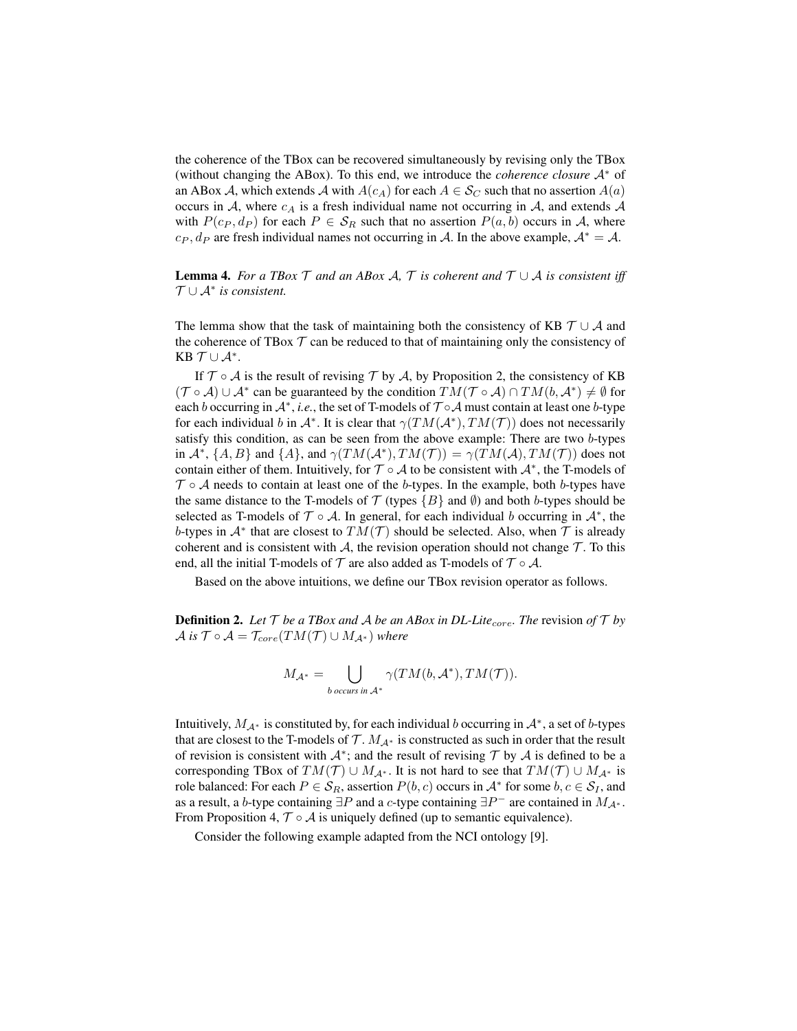the coherence of the TBox can be recovered simultaneously by revising only the TBox (without changing the ABox). To this end, we introduce the *coherence closure* $\mathcal{A}^*$ of an ABox $\mathcal{A}$, which extends $\mathcal{A}$ with $A(c_A)$ for each $A \in \mathcal{S}_C$ such that no assertion $A(a)$ occurs in $\mathcal{A}$, where $c_A$ is a fresh individual name not occurring in $\mathcal{A}$, and extends $\mathcal{A}$ with $P(c_P, d_P)$ for each $P \in \mathcal{S}_R$ such that no assertion $P(a, b)$ occurs in $\mathcal{A}$, where $c_P, d_P$ are fresh individual names not occurring in $\mathcal{A}$. In the above example, $\mathcal{A}^* = \mathcal{A}$.

**Lemma 4.** *For a TBox $\mathcal{T}$ and an ABox $\mathcal{A}$, $\mathcal{T}$ is coherent and $\mathcal{T} \cup \mathcal{A}$ is consistent iff $\mathcal{T} \cup \mathcal{A}^*$ is consistent.*

The lemma show that the task of maintaining both the consistency of KB $\mathcal{T} \cup \mathcal{A}$ and the coherence of TBox $\mathcal{T}$ can be reduced to that of maintaining only the consistency of KB $\mathcal{T} \cup \mathcal{A}^*$.

If $\mathcal{T} \circ \mathcal{A}$ is the result of revising $\mathcal{T}$ by $\mathcal{A}$, by Proposition 2, the consistency of KB $(\mathcal{T} \circ \mathcal{A}) \cup \mathcal{A}^*$ can be guaranteed by the condition $TM(\mathcal{T} \circ \mathcal{A}) \cap TM(b, \mathcal{A}^*) \neq \emptyset$ for each $b$ occurring in $\mathcal{A}^*$, *i.e.*, the set of T-models of $\mathcal{T} \circ \mathcal{A}$ must contain at least one $b$-type for each individual $b$ in $\mathcal{A}^*$. It is clear that $\gamma(TM(\mathcal{A}^*), TM(\mathcal{T}))$ does not necessarily satisfy this condition, as can be seen from the above example: There are two $b$-types in $\mathcal{A}^*$, $\{A, B\}$ and $\{A\}$, and $\gamma(TM(\mathcal{A}^*), TM(\mathcal{T})) = \gamma(TM(\mathcal{A}), TM(\mathcal{T}))$ does not contain either of them. Intuitively, for $\mathcal{T} \circ \mathcal{A}$ to be consistent with $\mathcal{A}^*$, the T-models of $\mathcal{T} \circ \mathcal{A}$ needs to contain at least one of the $b$-types. In the example, both $b$-types have the same distance to the T-models of $\mathcal{T}$ (types $\{B\}$ and $\emptyset$) and both $b$-types should be selected as T-models of $\mathcal{T} \circ \mathcal{A}$. In general, for each individual $b$ occurring in $\mathcal{A}^*$, the $b$-types in $\mathcal{A}^*$ that are closest to $TM(\mathcal{T})$ should be selected. Also, when $\mathcal{T}$ is already coherent and is consistent with $\mathcal{A}$, the revision operation should not change $\mathcal{T}$. To this end, all the initial T-models of $\mathcal{T}$ are also added as T-models of $\mathcal{T} \circ \mathcal{A}$.

Based on the above intuitions, we define our TBox revision operator as follows.

**Definition 2.** *Let $\mathcal{T}$ be a TBox and $\mathcal{A}$ be an ABox in DL-Lite$_{core}$. The* revision *of $\mathcal{T}$ by $\mathcal{A}$ is $\mathcal{T} \circ \mathcal{A} = \mathcal{T}_{core}(TM(\mathcal{T}) \cup M_{\mathcal{A}^*})$ where*

$$M_{\mathcal{A}^*} = \bigcup_{b \text{ occurs in } \mathcal{A}^*} \gamma(TM(b, \mathcal{A}^*), TM(\mathcal{T})).$$

Intuitively, $M_{\mathcal{A}^*}$ is constituted by, for each individual $b$ occurring in $\mathcal{A}^*$, a set of $b$-types that are closest to the T-models of $\mathcal{T}$. $M_{\mathcal{A}^*}$ is constructed as such in order that the result of revision is consistent with $\mathcal{A}^*$; and the result of revising $\mathcal{T}$ by $\mathcal{A}$ is defined to be a corresponding TBox of $TM(\mathcal{T}) \cup M_{\mathcal{A}^*}$. It is not hard to see that $TM(\mathcal{T}) \cup M_{\mathcal{A}^*}$ is role balanced: For each $P \in \mathcal{S}_R$, assertion $P(b, c)$ occurs in $\mathcal{A}^*$ for some $b, c \in \mathcal{S}_I$, and as a result, a $b$-type containing $\exists P$ and a $c$-type containing $\exists P^-$ are contained in $M_{\mathcal{A}^*}$. From Proposition 4, $\mathcal{T} \circ \mathcal{A}$ is uniquely defined (up to semantic equivalence).

Consider the following example adapted from the NCI ontology [9].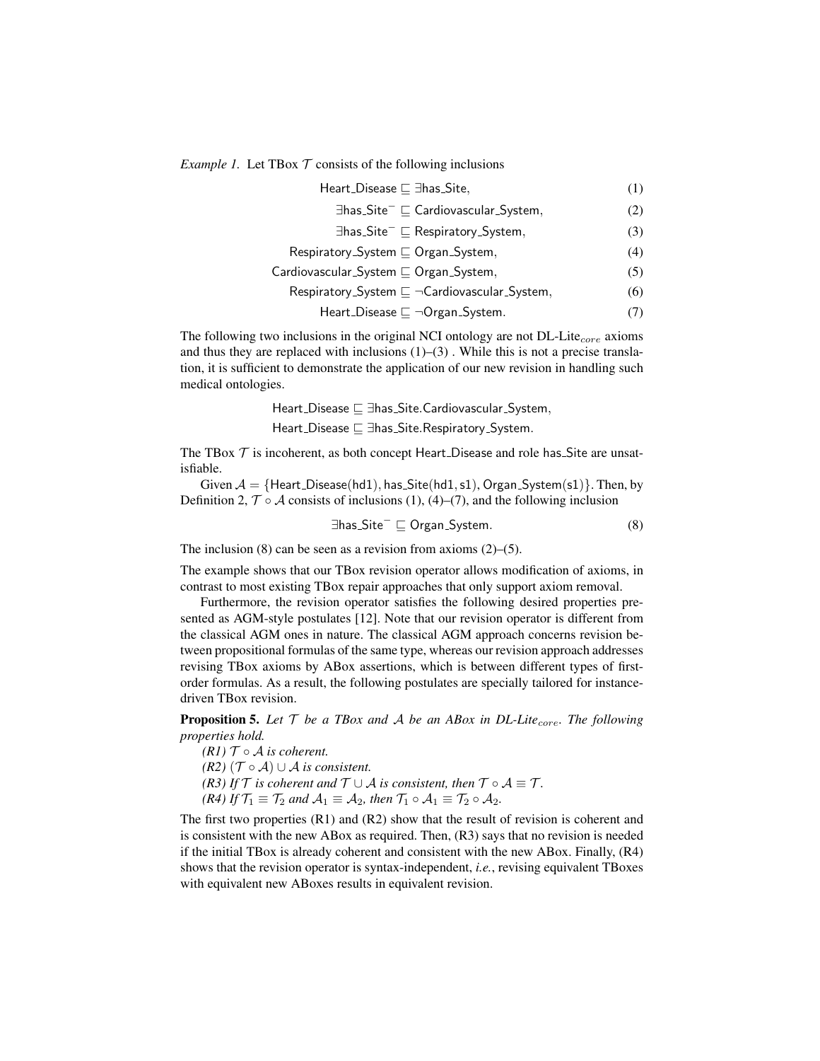*Example 1.* Let TBox $\mathcal{T}$ consists of the following inclusions

$$\mathsf{Heart\_Disease} \sqsubseteq \exists \mathsf{has\_Site}, \tag{1}$$

$$\exists \mathsf{has\_Site}^- \sqsubseteq \mathsf{Cardiovascular\_System}, \tag{2}$$

$$\exists \mathsf{has\_Site}^- \sqsubseteq \mathsf{Respiratory\_System}, \tag{3}$$

$$\mathsf{Respiratory\_System} \sqsubseteq \mathsf{Organ\_System}, \tag{4}$$

$$\mathsf{Cardiovascular\_System} \sqsubseteq \mathsf{Organ\_System}, \tag{5}$$

$$\mathsf{Respiratory\_System} \sqsubseteq \neg \mathsf{Cardiovascular\_System}, \tag{6}$$

$$\mathsf{Heart\_Disease} \sqsubseteq \neg \mathsf{Organ\_System}. \tag{7}$$

The following two inclusions in the original NCI ontology are not DL-Lite$_{core}$ axioms and thus they are replaced with inclusions (1)–(3) . While this is not a precise translation, it is sufficient to demonstrate the application of our new revision in handling such medical ontologies.

$$\mathsf{Heart\_Disease} \sqsubseteq \exists \mathsf{has\_Site}.\mathsf{Cardiovascular\_System},$$

$$\mathsf{Heart\_Disease} \sqsubseteq \exists \mathsf{has\_Site}.\mathsf{Respiratory\_System}.$$

The TBox $\mathcal{T}$ is incoherent, as both concept Heart_Disease and role has_Site are unsatisfiable.

Given $\mathcal{A} = \{\mathsf{Heart\_Disease}(\mathsf{hd1}), \mathsf{has\_Site}(\mathsf{hd1}, \mathsf{s1}), \mathsf{Organ\_System}(\mathsf{s1})\}$. Then, by Definition 2, $\mathcal{T} \circ \mathcal{A}$ consists of inclusions (1), (4)–(7), and the following inclusion

$$\exists \mathsf{has\_Site}^- \sqsubseteq \mathsf{Organ\_System}. \tag{8}$$

The inclusion (8) can be seen as a revision from axioms (2)–(5).

The example shows that our TBox revision operator allows modification of axioms, in contrast to most existing TBox repair approaches that only support axiom removal.

Furthermore, the revision operator satisfies the following desired properties presented as AGM-style postulates [12]. Note that our revision operator is different from the classical AGM ones in nature. The classical AGM approach concerns revision between propositional formulas of the same type, whereas our revision approach addresses revising TBox axioms by ABox assertions, which is between different types of first-order formulas. As a result, the following postulates are specially tailored for instance-driven TBox revision.

**Proposition 5.** *Let $\mathcal{T}$ be a TBox and $\mathcal{A}$ be an ABox in DL-Lite$_{core}$. The following properties hold.*

*(R1) $\mathcal{T} \circ \mathcal{A}$ is coherent.*

*(R2) $(\mathcal{T} \circ \mathcal{A}) \cup \mathcal{A}$ is consistent.*

*(R3) If $\mathcal{T}$ is coherent and $\mathcal{T} \cup \mathcal{A}$ is consistent, then $\mathcal{T} \circ \mathcal{A} \equiv \mathcal{T}$.*

*(R4) If $\mathcal{T}_1 \equiv \mathcal{T}_2$ and $\mathcal{A}_1 \equiv \mathcal{A}_2$, then $\mathcal{T}_1 \circ \mathcal{A}_1 \equiv \mathcal{T}_2 \circ \mathcal{A}_2$.*

The first two properties (R1) and (R2) show that the result of revision is coherent and is consistent with the new ABox as required. Then, (R3) says that no revision is needed if the initial TBox is already coherent and consistent with the new ABox. Finally, (R4) shows that the revision operator is syntax-independent, *i.e.*, revising equivalent TBoxes with equivalent new ABoxes results in equivalent revision.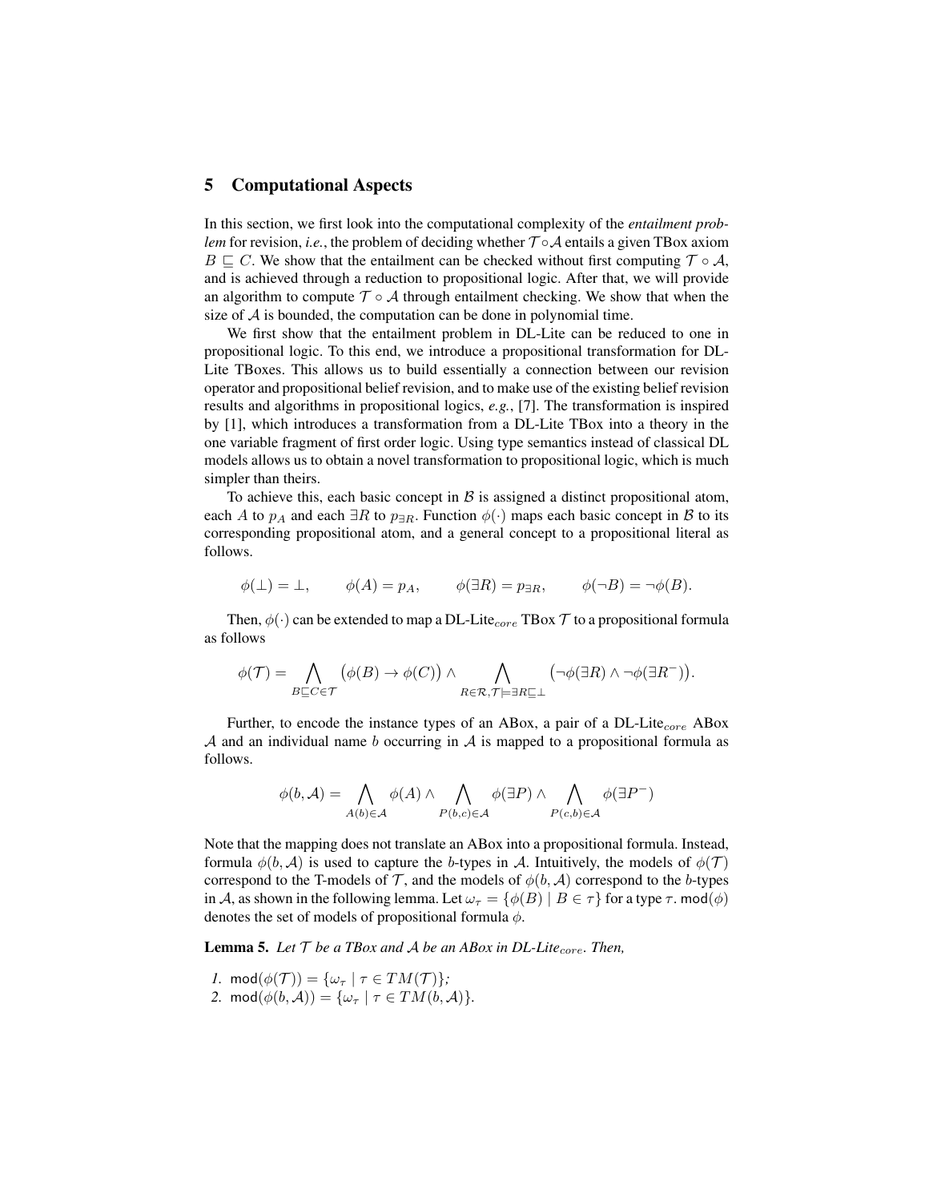## 5 Computational Aspects

In this section, we first look into the computational complexity of the *entailment problem* for revision, *i.e.*, the problem of deciding whether $\mathcal{T} \circ \mathcal{A}$ entails a given TBox axiom $B \sqsubseteq C$. We show that the entailment can be checked without first computing $\mathcal{T} \circ \mathcal{A}$, and is achieved through a reduction to propositional logic. After that, we will provide an algorithm to compute $\mathcal{T} \circ \mathcal{A}$ through entailment checking. We show that when the size of $\mathcal{A}$ is bounded, the computation can be done in polynomial time.

We first show that the entailment problem in DL-Lite can be reduced to one in propositional logic. To this end, we introduce a propositional transformation for DL-Lite TBoxes. This allows us to build essentially a connection between our revision operator and propositional belief revision, and to make use of the existing belief revision results and algorithms in propositional logics, *e.g.*, [7]. The transformation is inspired by [1], which introduces a transformation from a DL-Lite TBox into a theory in the one variable fragment of first order logic. Using type semantics instead of classical DL models allows us to obtain a novel transformation to propositional logic, which is much simpler than theirs.

To achieve this, each basic concept in $\mathcal{B}$ is assigned a distinct propositional atom, each $A$ to $p_A$ and each $\exists R$ to $p_{\exists R}$. Function $\phi(\cdot)$ maps each basic concept in $\mathcal{B}$ to its corresponding propositional atom, and a general concept to a propositional literal as follows.

$$\phi(\bot) = \bot, \qquad \phi(A) = p_A, \qquad \phi(\exists R) = p_{\exists R}, \qquad \phi(\neg B) = \neg\phi(B).$$

Then, $\phi(\cdot)$ can be extended to map a DL-Lite$_{core}$ TBox $\mathcal{T}$ to a propositional formula as follows

$$\phi(\mathcal{T}) = \bigwedge_{B \sqsubseteq C \in \mathcal{T}} \big(\phi(B) \to \phi(C)\big) \wedge \bigwedge_{R \in \mathcal{R}, \mathcal{T} \models \exists R \sqsubseteq \bot} \big(\neg\phi(\exists R) \wedge \neg\phi(\exists R^-)\big).$$

Further, to encode the instance types of an ABox, a pair of a DL-Lite$_{core}$ ABox $\mathcal{A}$ and an individual name $b$ occurring in $\mathcal{A}$ is mapped to a propositional formula as follows.

$$\phi(b, \mathcal{A}) = \bigwedge_{A(b) \in \mathcal{A}} \phi(A) \wedge \bigwedge_{P(b,c) \in \mathcal{A}} \phi(\exists P) \wedge \bigwedge_{P(c,b) \in \mathcal{A}} \phi(\exists P^-)$$

Note that the mapping does not translate an ABox into a propositional formula. Instead, formula $\phi(b, \mathcal{A})$ is used to capture the $b$-types in $\mathcal{A}$. Intuitively, the models of $\phi(\mathcal{T})$ correspond to the T-models of $\mathcal{T}$, and the models of $\phi(b, \mathcal{A})$ correspond to the $b$-types in $\mathcal{A}$, as shown in the following lemma. Let $\omega_\tau = \{\phi(B) \mid B \in \tau\}$ for a type $\tau$. $\mathsf{mod}(\phi)$ denotes the set of models of propositional formula $\phi$.

**Lemma 5.** *Let $\mathcal{T}$ be a TBox and $\mathcal{A}$ be an ABox in DL-Lite$_{core}$. Then,*

1. $\mathsf{mod}(\phi(\mathcal{T})) = \{\omega_\tau \mid \tau \in TM(\mathcal{T})\}$;
2. $\mathsf{mod}(\phi(b, \mathcal{A})) = \{\omega_\tau \mid \tau \in TM(b, \mathcal{A})\}$.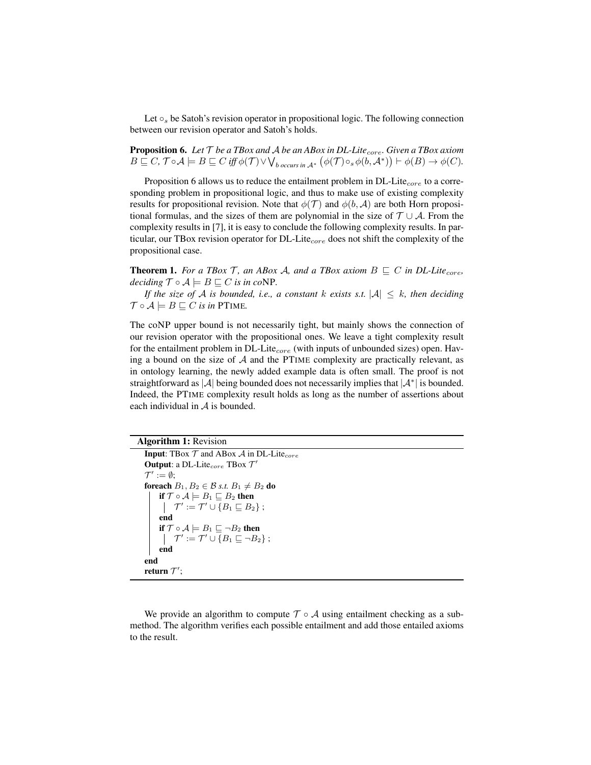Let $\circ_s$ be Satoh's revision operator in propositional logic. The following connection between our revision operator and Satoh's holds.

**Proposition 6.** *Let $\mathcal{T}$ be a TBox and $\mathcal{A}$ be an ABox in DL-Lite$_{core}$. Given a TBox axiom $B \sqsubseteq C$, $\mathcal{T} \circ \mathcal{A} \models B \sqsubseteq C$ iff $\phi(\mathcal{T}) \vee \bigvee_{b \text{ occurs in } \mathcal{A}^*} \big(\phi(\mathcal{T}) \circ_s \phi(b, \mathcal{A}^*)\big) \vdash \phi(B) \rightarrow \phi(C)$.*

Proposition 6 allows us to reduce the entailment problem in DL-Lite$_{core}$ to a corresponding problem in propositional logic, and thus to make use of existing complexity results for propositional revision. Note that $\phi(\mathcal{T})$ and $\phi(b, \mathcal{A})$ are both Horn propositional formulas, and the sizes of them are polynomial in the size of $\mathcal{T} \cup \mathcal{A}$. From the complexity results in [7], it is easy to conclude the following complexity results. In particular, our TBox revision operator for DL-Lite$_{core}$ does not shift the complexity of the propositional case.

**Theorem 1.** *For a TBox $\mathcal{T}$, an ABox $\mathcal{A}$, and a TBox axiom $B \sqsubseteq C$ in DL-Lite$_{core}$, deciding $\mathcal{T} \circ \mathcal{A} \models B \sqsubseteq C$ is in co*NP.

*If the size of $\mathcal{A}$ is bounded, i.e., a constant $k$ exists s.t. $|\mathcal{A}| \leq k$, then deciding $\mathcal{T} \circ \mathcal{A} \models B \sqsubseteq C$ is in* PTIME.

The coNP upper bound is not necessarily tight, but mainly shows the connection of our revision operator with the propositional ones. We leave a tight complexity result for the entailment problem in DL-Lite$_{core}$ (with inputs of unbounded sizes) open. Having a bound on the size of $\mathcal{A}$ and the PTIME complexity are practically relevant, as in ontology learning, the newly added example data is often small. The proof is not straightforward as $|\mathcal{A}|$ being bounded does not necessarily implies that $|\mathcal{A}^*|$ is bounded. Indeed, the PTIME complexity result holds as long as the number of assertions about each individual in $\mathcal{A}$ is bounded.

**Algorithm 1:** Revision

```
Input: TBox T and ABox A in DL-Lite_core
Output: a DL-Lite_core TBox T'
T' := ∅;
foreach B1, B2 ∈ B s.t. B1 ≠ B2 do
    if T ∘ A ⊨ B1 ⊑ B2 then
        T' := T' ∪ {B1 ⊑ B2} ;
    end
    if T ∘ A ⊨ B1 ⊑ ¬B2 then
        T' := T' ∪ {B1 ⊑ ¬B2} ;
    end
end
return T';
```

We provide an algorithm to compute $\mathcal{T} \circ \mathcal{A}$ using entailment checking as a submethod. The algorithm verifies each possible entailment and add those entailed axioms to the result.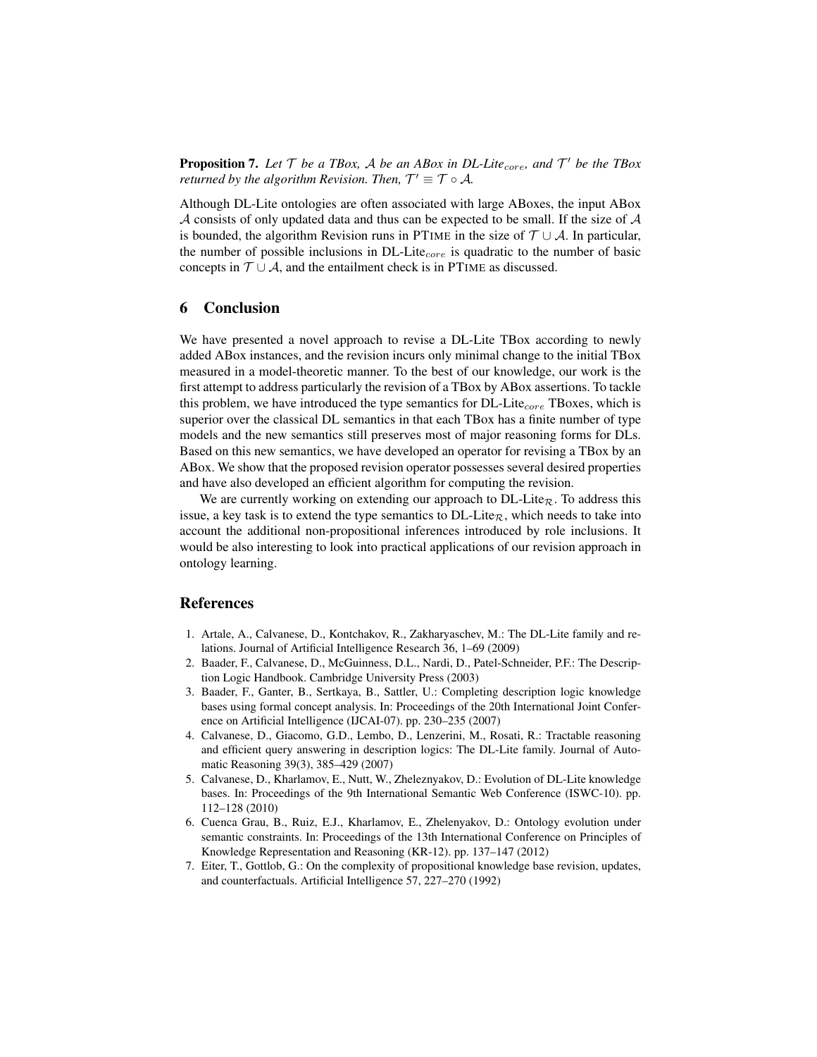**Proposition 7.** *Let $\mathcal{T}$ be a TBox, $\mathcal{A}$ be an ABox in DL-Lite$_{core}$, and $\mathcal{T}'$ be the TBox returned by the algorithm Revision. Then, $\mathcal{T}' \equiv \mathcal{T} \circ \mathcal{A}$.*

Although DL-Lite ontologies are often associated with large ABoxes, the input ABox $\mathcal{A}$ consists of only updated data and thus can be expected to be small. If the size of $\mathcal{A}$ is bounded, the algorithm Revision runs in PTIME in the size of $\mathcal{T} \cup \mathcal{A}$. In particular, the number of possible inclusions in DL-Lite$_{core}$ is quadratic to the number of basic concepts in $\mathcal{T} \cup \mathcal{A}$, and the entailment check is in PTIME as discussed.

## 6 Conclusion

We have presented a novel approach to revise a DL-Lite TBox according to newly added ABox instances, and the revision incurs only minimal change to the initial TBox measured in a model-theoretic manner. To the best of our knowledge, our work is the first attempt to address particularly the revision of a TBox by ABox assertions. To tackle this problem, we have introduced the type semantics for DL-Lite$_{core}$ TBoxes, which is superior over the classical DL semantics in that each TBox has a finite number of type models and the new semantics still preserves most of major reasoning forms for DLs. Based on this new semantics, we have developed an operator for revising a TBox by an ABox. We show that the proposed revision operator possesses several desired properties and have also developed an efficient algorithm for computing the revision.

We are currently working on extending our approach to DL-Lite$_{\mathcal{R}}$. To address this issue, a key task is to extend the type semantics to DL-Lite$_{\mathcal{R}}$, which needs to take into account the additional non-propositional inferences introduced by role inclusions. It would be also interesting to look into practical applications of our revision approach in ontology learning.

## References

1. Artale, A., Calvanese, D., Kontchakov, R., Zakharyaschev, M.: The DL-Lite family and relations. Journal of Artificial Intelligence Research 36, 1–69 (2009)
2. Baader, F., Calvanese, D., McGuinness, D.L., Nardi, D., Patel-Schneider, P.F.: The Description Logic Handbook. Cambridge University Press (2003)
3. Baader, F., Ganter, B., Sertkaya, B., Sattler, U.: Completing description logic knowledge bases using formal concept analysis. In: Proceedings of the 20th International Joint Conference on Artificial Intelligence (IJCAI-07). pp. 230–235 (2007)
4. Calvanese, D., Giacomo, G.D., Lembo, D., Lenzerini, M., Rosati, R.: Tractable reasoning and efficient query answering in description logics: The DL-Lite family. Journal of Automatic Reasoning 39(3), 385–429 (2007)
5. Calvanese, D., Kharlamov, E., Nutt, W., Zheleznyakov, D.: Evolution of DL-Lite knowledge bases. In: Proceedings of the 9th International Semantic Web Conference (ISWC-10). pp. 112–128 (2010)
6. Cuenca Grau, B., Ruiz, E.J., Kharlamov, E., Zhelenyakov, D.: Ontology evolution under semantic constraints. In: Proceedings of the 13th International Conference on Principles of Knowledge Representation and Reasoning (KR-12). pp. 137–147 (2012)
7. Eiter, T., Gottlob, G.: On the complexity of propositional knowledge base revision, updates, and counterfactuals. Artificial Intelligence 57, 227–270 (1992)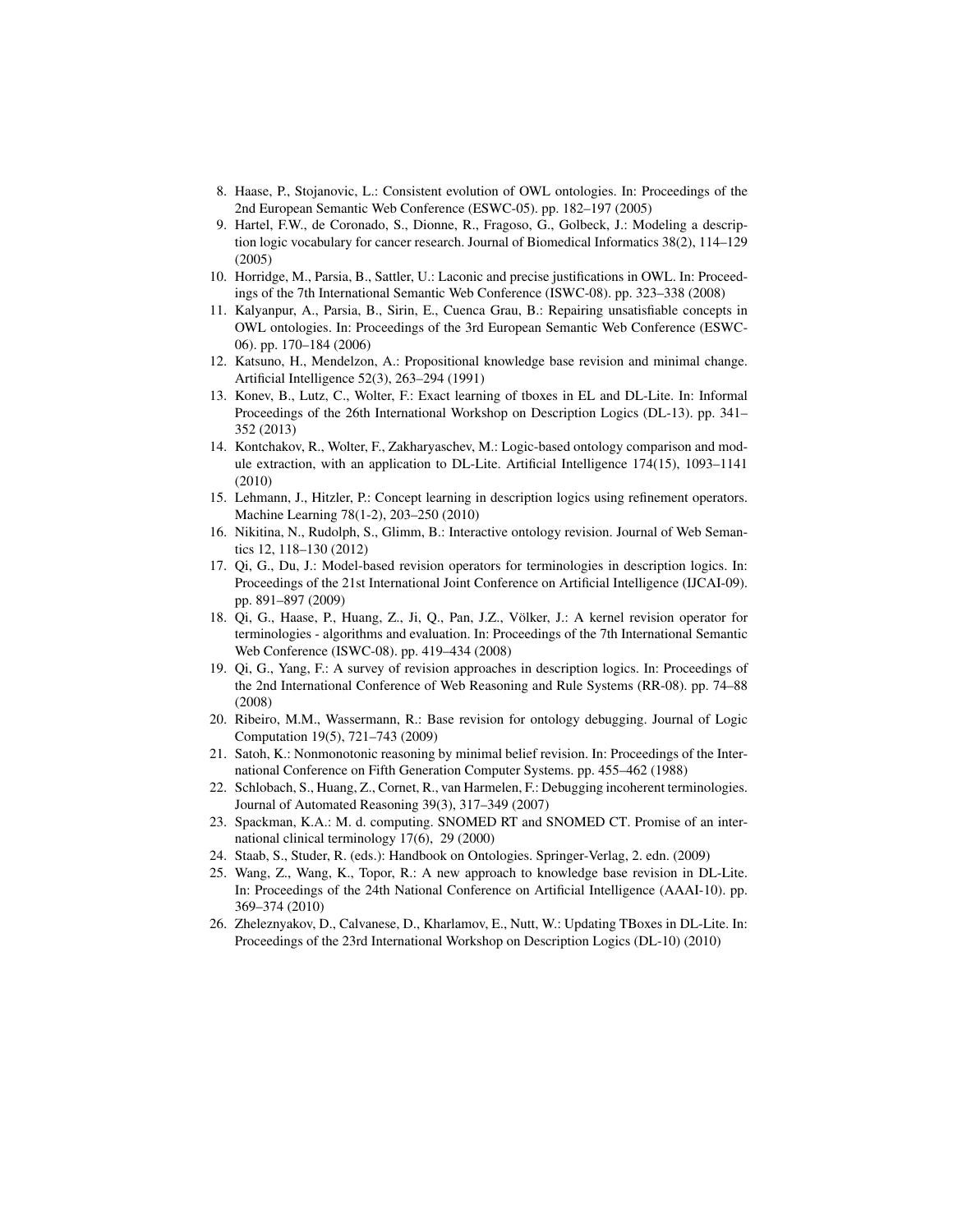8. Haase, P., Stojanovic, L.: Consistent evolution of OWL ontologies. In: Proceedings of the 2nd European Semantic Web Conference (ESWC-05). pp. 182–197 (2005)
9. Hartel, F.W., de Coronado, S., Dionne, R., Fragoso, G., Golbeck, J.: Modeling a description logic vocabulary for cancer research. Journal of Biomedical Informatics 38(2), 114–129 (2005)
10. Horridge, M., Parsia, B., Sattler, U.: Laconic and precise justifications in OWL. In: Proceedings of the 7th International Semantic Web Conference (ISWC-08). pp. 323–338 (2008)
11. Kalyanpur, A., Parsia, B., Sirin, E., Cuenca Grau, B.: Repairing unsatisfiable concepts in OWL ontologies. In: Proceedings of the 3rd European Semantic Web Conference (ESWC-06). pp. 170–184 (2006)
12. Katsuno, H., Mendelzon, A.: Propositional knowledge base revision and minimal change. Artificial Intelligence 52(3), 263–294 (1991)
13. Konev, B., Lutz, C., Wolter, F.: Exact learning of tboxes in EL and DL-Lite. In: Informal Proceedings of the 26th International Workshop on Description Logics (DL-13). pp. 341–352 (2013)
14. Kontchakov, R., Wolter, F., Zakharyaschev, M.: Logic-based ontology comparison and module extraction, with an application to DL-Lite. Artificial Intelligence 174(15), 1093–1141 (2010)
15. Lehmann, J., Hitzler, P.: Concept learning in description logics using refinement operators. Machine Learning 78(1-2), 203–250 (2010)
16. Nikitina, N., Rudolph, S., Glimm, B.: Interactive ontology revision. Journal of Web Semantics 12, 118–130 (2012)
17. Qi, G., Du, J.: Model-based revision operators for terminologies in description logics. In: Proceedings of the 21st International Joint Conference on Artificial Intelligence (IJCAI-09). pp. 891–897 (2009)
18. Qi, G., Haase, P., Huang, Z., Ji, Q., Pan, J.Z., Völker, J.: A kernel revision operator for terminologies - algorithms and evaluation. In: Proceedings of the 7th International Semantic Web Conference (ISWC-08). pp. 419–434 (2008)
19. Qi, G., Yang, F.: A survey of revision approaches in description logics. In: Proceedings of the 2nd International Conference of Web Reasoning and Rule Systems (RR-08). pp. 74–88 (2008)
20. Ribeiro, M.M., Wassermann, R.: Base revision for ontology debugging. Journal of Logic Computation 19(5), 721–743 (2009)
21. Satoh, K.: Nonmonotonic reasoning by minimal belief revision. In: Proceedings of the International Conference on Fifth Generation Computer Systems. pp. 455–462 (1988)
22. Schlobach, S., Huang, Z., Cornet, R., van Harmelen, F.: Debugging incoherent terminologies. Journal of Automated Reasoning 39(3), 317–349 (2007)
23. Spackman, K.A.: M. d. computing. SNOMED RT and SNOMED CT. Promise of an international clinical terminology 17(6), 29 (2000)
24. Staab, S., Studer, R. (eds.): Handbook on Ontologies. Springer-Verlag, 2. edn. (2009)
25. Wang, Z., Wang, K., Topor, R.: A new approach to knowledge base revision in DL-Lite. In: Proceedings of the 24th National Conference on Artificial Intelligence (AAAI-10). pp. 369–374 (2010)
26. Zheleznyakov, D., Calvanese, D., Kharlamov, E., Nutt, W.: Updating TBoxes in DL-Lite. In: Proceedings of the 23rd International Workshop on Description Logics (DL-10) (2010)